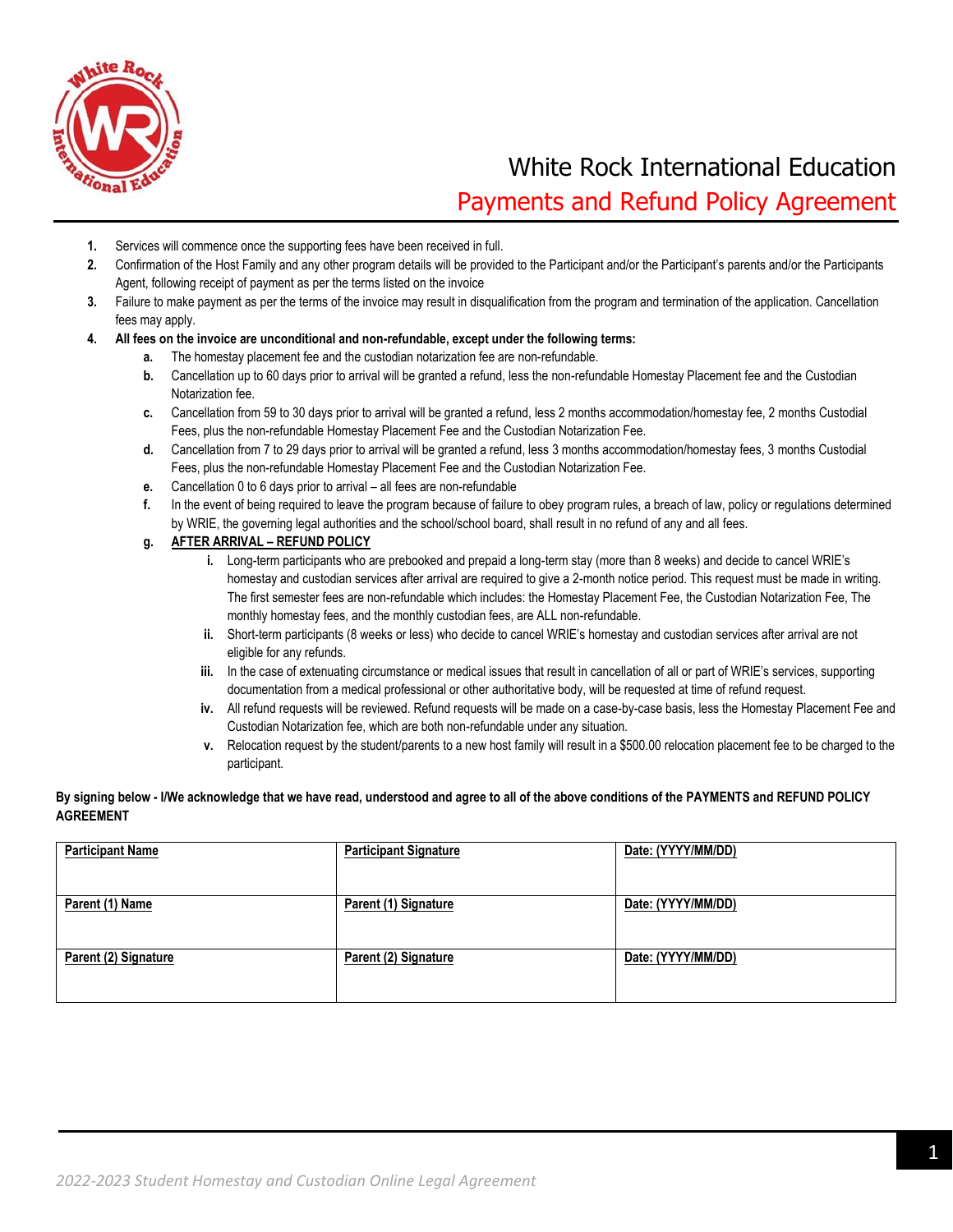# White Rock International Education

## Payments and Refund Policy Agreement

1. Services will commence once the supporting fees have been received in full.
2. Confirmation of the Host Family and any other program details will be provided to the Participant and/or the Participant's parents and/or the Participants Agent, following receipt of payment as per the terms listed on the invoice
3. Failure to make payment as per the terms of the invoice may result in disqualification from the program and termination of the application. Cancellation fees may apply.
4. **All fees on the invoice are unconditional and non-refundable, except under the following terms:**
   a. The homestay placement fee and the custodian notarization fee are non-refundable.
   b. Cancellation up to 60 days prior to arrival will be granted a refund, less the non-refundable Homestay Placement fee and the Custodian Notarization fee.
   c. Cancellation from 59 to 30 days prior to arrival will be granted a refund, less 2 months accommodation/homestay fee, 2 months Custodial Fees, plus the non-refundable Homestay Placement Fee and the Custodian Notarization Fee.
   d. Cancellation from 7 to 29 days prior to arrival will be granted a refund, less 3 months accommodation/homestay fees, 3 months Custodial Fees, plus the non-refundable Homestay Placement Fee and the Custodian Notarization Fee.
   e. Cancellation 0 to 6 days prior to arrival – all fees are non-refundable
   f. In the event of being required to leave the program because of failure to obey program rules, a breach of law, policy or regulations determined by WRIE, the governing legal authorities and the school/school board, shall result in no refund of any and all fees.
   g. **AFTER ARRIVAL – REFUND POLICY**
      i. Long-term participants who are prebooked and prepaid a long-term stay (more than 8 weeks) and decide to cancel WRIE's homestay and custodian services after arrival are required to give a 2-month notice period. This request must be made in writing. The first semester fees are non-refundable which includes: the Homestay Placement Fee, the Custodian Notarization Fee, The monthly homestay fees, and the monthly custodian fees, are ALL non-refundable.
      ii. Short-term participants (8 weeks or less) who decide to cancel WRIE's homestay and custodian services after arrival are not eligible for any refunds.
      iii. In the case of extenuating circumstance or medical issues that result in cancellation of all or part of WRIE's services, supporting documentation from a medical professional or other authoritative body, will be requested at time of refund request.
      iv. All refund requests will be reviewed. Refund requests will be made on a case-by-case basis, less the Homestay Placement Fee and Custodian Notarization fee, which are both non-refundable under any situation.
      v. Relocation request by the student/parents to a new host family will result in a $500.00 relocation placement fee to be charged to the participant.

**By signing below - I/We acknowledge that we have read, understood and agree to all of the above conditions of the PAYMENTS and REFUND POLICY AGREEMENT**

| Participant Name | Participant Signature | Date: (YYYY/MM/DD) |
| --- | --- | --- |
| Parent (1) Name | Parent (1) Signature | Date: (YYYY/MM/DD) |
| Parent (2) Signature | Parent (2) Signature | Date: (YYYY/MM/DD) |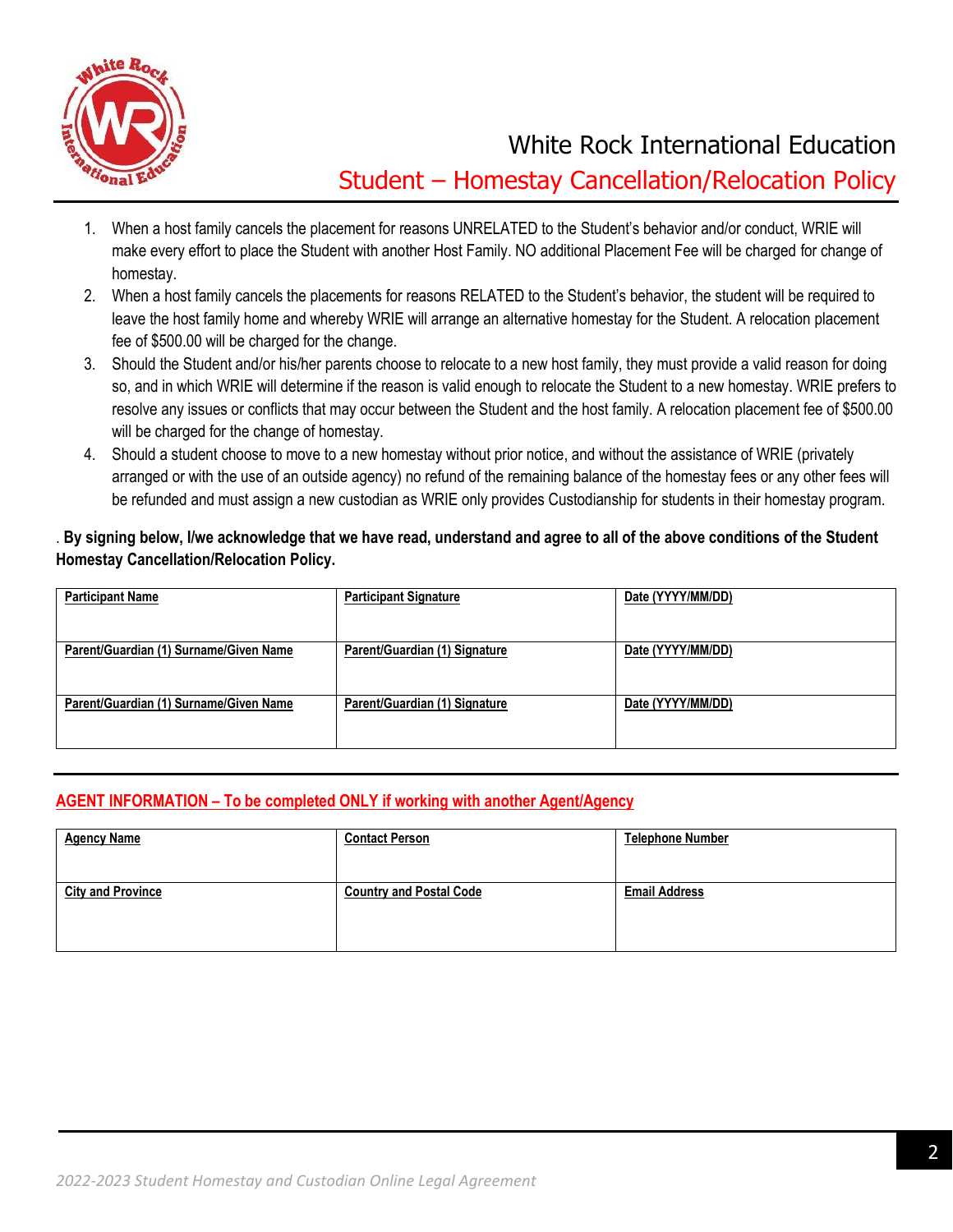# White Rock International Education

## Student – Homestay Cancellation/Relocation Policy

1. When a host family cancels the placement for reasons UNRELATED to the Student's behavior and/or conduct, WRIE will make every effort to place the Student with another Host Family. NO additional Placement Fee will be charged for change of homestay.
2. When a host family cancels the placements for reasons RELATED to the Student's behavior, the student will be required to leave the host family home and whereby WRIE will arrange an alternative homestay for the Student. A relocation placement fee of $500.00 will be charged for the change.
3. Should the Student and/or his/her parents choose to relocate to a new host family, they must provide a valid reason for doing so, and in which WRIE will determine if the reason is valid enough to relocate the Student to a new homestay. WRIE prefers to resolve any issues or conflicts that may occur between the Student and the host family. A relocation placement fee of $500.00 will be charged for the change of homestay.
4. Should a student choose to move to a new homestay without prior notice, and without the assistance of WRIE (privately arranged or with the use of an outside agency) no refund of the remaining balance of the homestay fees or any other fees will be refunded and must assign a new custodian as WRIE only provides Custodianship for students in their homestay program.

. **By signing below, I/we acknowledge that we have read, understand and agree to all of the above conditions of the Student Homestay Cancellation/Relocation Policy.**

| Participant Name | Participant Signature | Date (YYYY/MM/DD) |
|---|---|---|
| Parent/Guardian (1) Surname/Given Name | Parent/Guardian (1) Signature | Date (YYYY/MM/DD) |
| Parent/Guardian (1) Surname/Given Name | Parent/Guardian (1) Signature | Date (YYYY/MM/DD) |

**AGENT INFORMATION – To be completed ONLY if working with another Agent/Agency**

| Agency Name | Contact Person | Telephone Number |
|---|---|---|
| City and Province | Country and Postal Code | Email Address |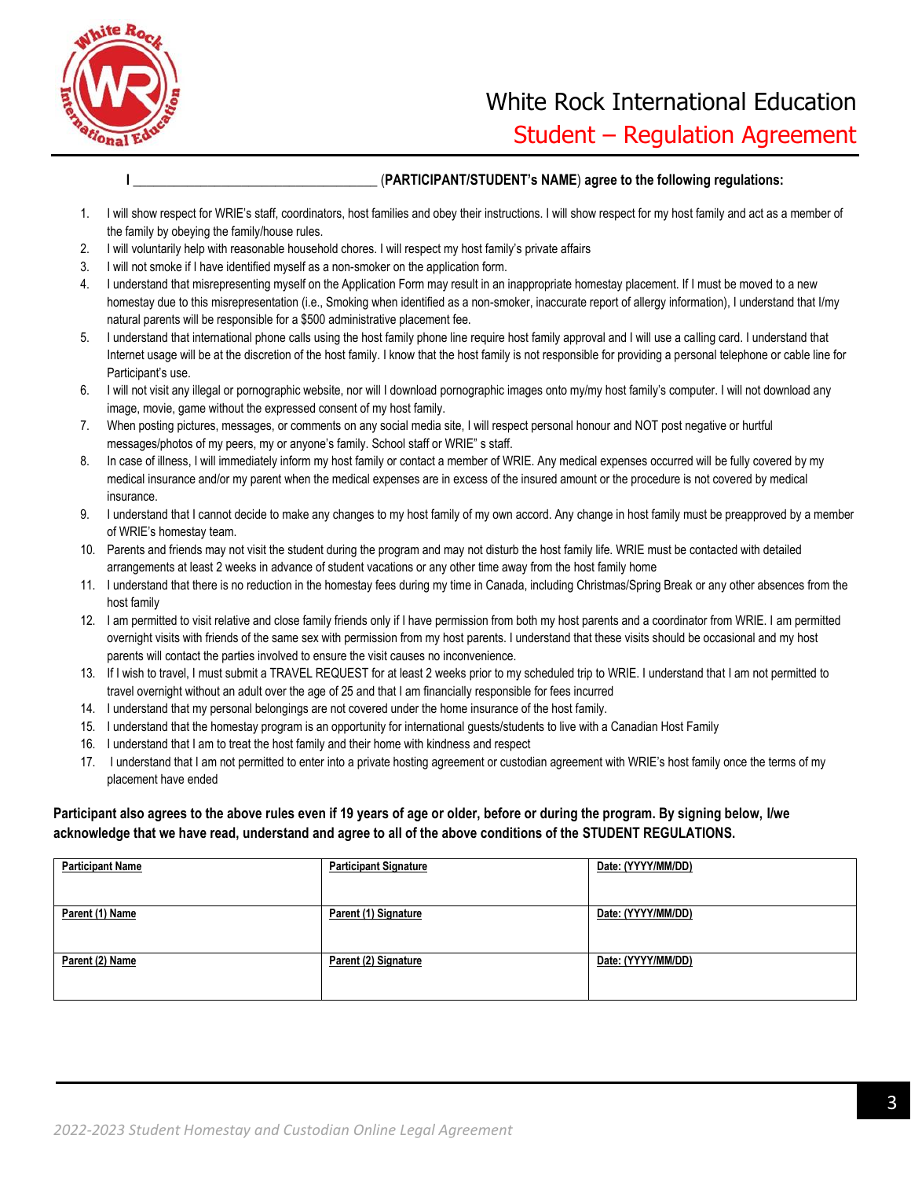# White Rock International Education

## Student – Regulation Agreement

**I \_\_\_\_\_\_\_\_\_\_\_\_\_\_\_\_\_\_\_\_\_\_\_\_\_\_\_\_\_\_\_\_\_\_\_\_ (PARTICIPANT/STUDENT's NAME) agree to the following regulations:**

1. I will show respect for WRIE's staff, coordinators, host families and obey their instructions. I will show respect for my host family and act as a member of the family by obeying the family/house rules.
2. I will voluntarily help with reasonable household chores. I will respect my host family's private affairs
3. I will not smoke if I have identified myself as a non-smoker on the application form.
4. I understand that misrepresenting myself on the Application Form may result in an inappropriate homestay placement. If I must be moved to a new homestay due to this misrepresentation (i.e., Smoking when identified as a non-smoker, inaccurate report of allergy information), I understand that I/my natural parents will be responsible for a $500 administrative placement fee.
5. I understand that international phone calls using the host family phone line require host family approval and I will use a calling card. I understand that Internet usage will be at the discretion of the host family. I know that the host family is not responsible for providing a personal telephone or cable line for Participant's use.
6. I will not visit any illegal or pornographic website, nor will I download pornographic images onto my/my host family's computer. I will not download any image, movie, game without the expressed consent of my host family.
7. When posting pictures, messages, or comments on any social media site, I will respect personal honour and NOT post negative or hurtful messages/photos of my peers, my or anyone's family. School staff or WRIE" s staff.
8. In case of illness, I will immediately inform my host family or contact a member of WRIE. Any medical expenses occurred will be fully covered by my medical insurance and/or my parent when the medical expenses are in excess of the insured amount or the procedure is not covered by medical insurance.
9. I understand that I cannot decide to make any changes to my host family of my own accord. Any change in host family must be preapproved by a member of WRIE's homestay team.
10. Parents and friends may not visit the student during the program and may not disturb the host family life. WRIE must be contacted with detailed arrangements at least 2 weeks in advance of student vacations or any other time away from the host family home
11. I understand that there is no reduction in the homestay fees during my time in Canada, including Christmas/Spring Break or any other absences from the host family
12. I am permitted to visit relative and close family friends only if I have permission from both my host parents and a coordinator from WRIE. I am permitted overnight visits with friends of the same sex with permission from my host parents. I understand that these visits should be occasional and my host parents will contact the parties involved to ensure the visit causes no inconvenience.
13. If I wish to travel, I must submit a TRAVEL REQUEST for at least 2 weeks prior to my scheduled trip to WRIE. I understand that I am not permitted to travel overnight without an adult over the age of 25 and that I am financially responsible for fees incurred
14. I understand that my personal belongings are not covered under the home insurance of the host family.
15. I understand that the homestay program is an opportunity for international guests/students to live with a Canadian Host Family
16. I understand that I am to treat the host family and their home with kindness and respect
17. I understand that I am not permitted to enter into a private hosting agreement or custodian agreement with WRIE's host family once the terms of my placement have ended

**Participant also agrees to the above rules even if 19 years of age or older, before or during the program. By signing below, I/we acknowledge that we have read, understand and agree to all of the above conditions of the STUDENT REGULATIONS.**

| Participant Name | Participant Signature | Date: (YYYY/MM/DD) |
|---|---|---|
| Parent (1) Name | Parent (1) Signature | Date: (YYYY/MM/DD) |
| Parent (2) Name | Parent (2) Signature | Date: (YYYY/MM/DD) |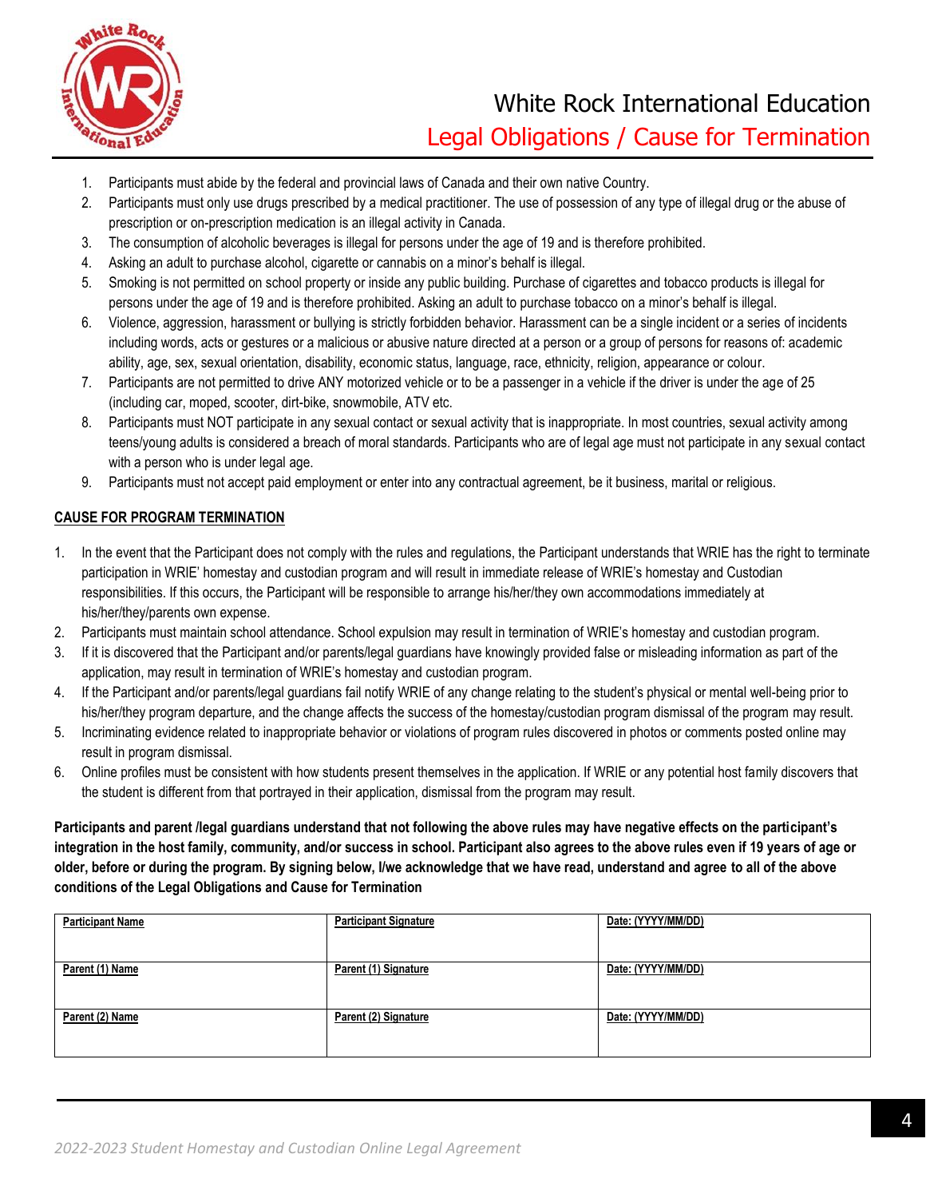# White Rock International Education

## Legal Obligations / Cause for Termination

1. Participants must abide by the federal and provincial laws of Canada and their own native Country.
2. Participants must only use drugs prescribed by a medical practitioner. The use of possession of any type of illegal drug or the abuse of prescription or on-prescription medication is an illegal activity in Canada.
3. The consumption of alcoholic beverages is illegal for persons under the age of 19 and is therefore prohibited.
4. Asking an adult to purchase alcohol, cigarette or cannabis on a minor's behalf is illegal.
5. Smoking is not permitted on school property or inside any public building. Purchase of cigarettes and tobacco products is illegal for persons under the age of 19 and is therefore prohibited. Asking an adult to purchase tobacco on a minor's behalf is illegal.
6. Violence, aggression, harassment or bullying is strictly forbidden behavior. Harassment can be a single incident or a series of incidents including words, acts or gestures or a malicious or abusive nature directed at a person or a group of persons for reasons of: academic ability, age, sex, sexual orientation, disability, economic status, language, race, ethnicity, religion, appearance or colour.
7. Participants are not permitted to drive ANY motorized vehicle or to be a passenger in a vehicle if the driver is under the age of 25 (including car, moped, scooter, dirt-bike, snowmobile, ATV etc.
8. Participants must NOT participate in any sexual contact or sexual activity that is inappropriate. In most countries, sexual activity among teens/young adults is considered a breach of moral standards. Participants who are of legal age must not participate in any sexual contact with a person who is under legal age.
9. Participants must not accept paid employment or enter into any contractual agreement, be it business, marital or religious.

### CAUSE FOR PROGRAM TERMINATION

1. In the event that the Participant does not comply with the rules and regulations, the Participant understands that WRIE has the right to terminate participation in WRIE' homestay and custodian program and will result in immediate release of WRIE's homestay and Custodian responsibilities. If this occurs, the Participant will be responsible to arrange his/her/they own accommodations immediately at his/her/they/parents own expense.
2. Participants must maintain school attendance. School expulsion may result in termination of WRIE's homestay and custodian program.
3. If it is discovered that the Participant and/or parents/legal guardians have knowingly provided false or misleading information as part of the application, may result in termination of WRIE's homestay and custodian program.
4. If the Participant and/or parents/legal guardians fail notify WRIE of any change relating to the student's physical or mental well-being prior to his/her/they program departure, and the change affects the success of the homestay/custodian program dismissal of the program may result.
5. Incriminating evidence related to inappropriate behavior or violations of program rules discovered in photos or comments posted online may result in program dismissal.
6. Online profiles must be consistent with how students present themselves in the application. If WRIE or any potential host family discovers that the student is different from that portrayed in their application, dismissal from the program may result.

**Participants and parent /legal guardians understand that not following the above rules may have negative effects on the participant's integration in the host family, community, and/or success in school. Participant also agrees to the above rules even if 19 years of age or older, before or during the program. By signing below, I/we acknowledge that we have read, understand and agree to all of the above conditions of the Legal Obligations and Cause for Termination**

| Participant Name | Participant Signature | Date: (YYYY/MM/DD) |
|---|---|---|
| Parent (1) Name | Parent (1) Signature | Date: (YYYY/MM/DD) |
| Parent (2) Name | Parent (2) Signature | Date: (YYYY/MM/DD) |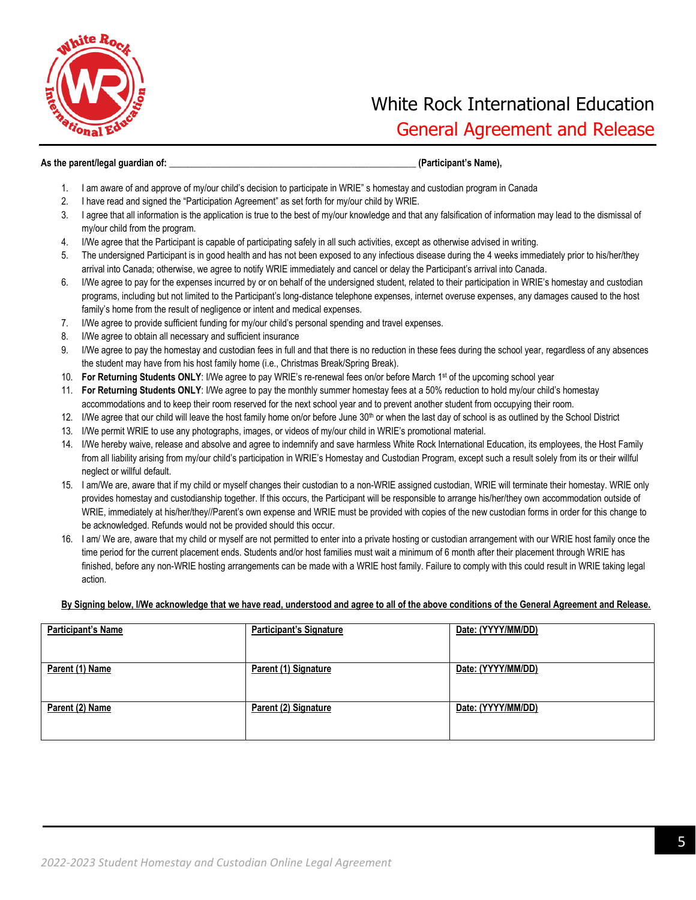# White Rock International Education

## General Agreement and Release

**As the parent/legal guardian of: _____________________________________________________ (Participant's Name),**

1. I am aware of and approve of my/our child's decision to participate in WRIE" s homestay and custodian program in Canada
2. I have read and signed the "Participation Agreement" as set forth for my/our child by WRIE.
3. I agree that all information is the application is true to the best of my/our knowledge and that any falsification of information may lead to the dismissal of my/our child from the program.
4. I/We agree that the Participant is capable of participating safely in all such activities, except as otherwise advised in writing.
5. The undersigned Participant is in good health and has not been exposed to any infectious disease during the 4 weeks immediately prior to his/her/they arrival into Canada; otherwise, we agree to notify WRIE immediately and cancel or delay the Participant's arrival into Canada.
6. I/We agree to pay for the expenses incurred by or on behalf of the undersigned student, related to their participation in WRIE's homestay and custodian programs, including but not limited to the Participant's long-distance telephone expenses, internet overuse expenses, any damages caused to the host family's home from the result of negligence or intent and medical expenses.
7. I/We agree to provide sufficient funding for my/our child's personal spending and travel expenses.
8. I/We agree to obtain all necessary and sufficient insurance
9. I/We agree to pay the homestay and custodian fees in full and that there is no reduction in these fees during the school year, regardless of any absences the student may have from his host family home (i.e., Christmas Break/Spring Break).
10. **For Returning Students ONLY**: I/We agree to pay WRIE's re-renewal fees on/or before March 1st of the upcoming school year
11. **For Returning Students ONLY**: I/We agree to pay the monthly summer homestay fees at a 50% reduction to hold my/our child's homestay accommodations and to keep their room reserved for the next school year and to prevent another student from occupying their room.
12. I/We agree that our child will leave the host family home on/or before June 30th or when the last day of school is as outlined by the School District
13. I/We permit WRIE to use any photographs, images, or videos of my/our child in WRIE's promotional material.
14. I/We hereby waive, release and absolve and agree to indemnify and save harmless White Rock International Education, its employees, the Host Family from all liability arising from my/our child's participation in WRIE's Homestay and Custodian Program, except such a result solely from its or their willful neglect or willful default.
15. I am/We are, aware that if my child or myself changes their custodian to a non-WRIE assigned custodian, WRIE will terminate their homestay. WRIE only provides homestay and custodianship together. If this occurs, the Participant will be responsible to arrange his/her/they own accommodation outside of WRIE, immediately at his/her/they//Parent's own expense and WRIE must be provided with copies of the new custodian forms in order for this change to be acknowledged. Refunds would not be provided should this occur.
16. I am/ We are, aware that my child or myself are not permitted to enter into a private hosting or custodian arrangement with our WRIE host family once the time period for the current placement ends. Students and/or host families must wait a minimum of 6 month after their placement through WRIE has finished, before any non-WRIE hosting arrangements can be made with a WRIE host family. Failure to comply with this could result in WRIE taking legal action.

**By Signing below, I/We acknowledge that we have read, understood and agree to all of the above conditions of the General Agreement and Release.**

| Participant's Name | Participant's Signature | Date: (YYYY/MM/DD) |
|---|---|---|
| Parent (1) Name | Parent (1) Signature | Date: (YYYY/MM/DD) |
| Parent (2) Name | Parent (2) Signature | Date: (YYYY/MM/DD) |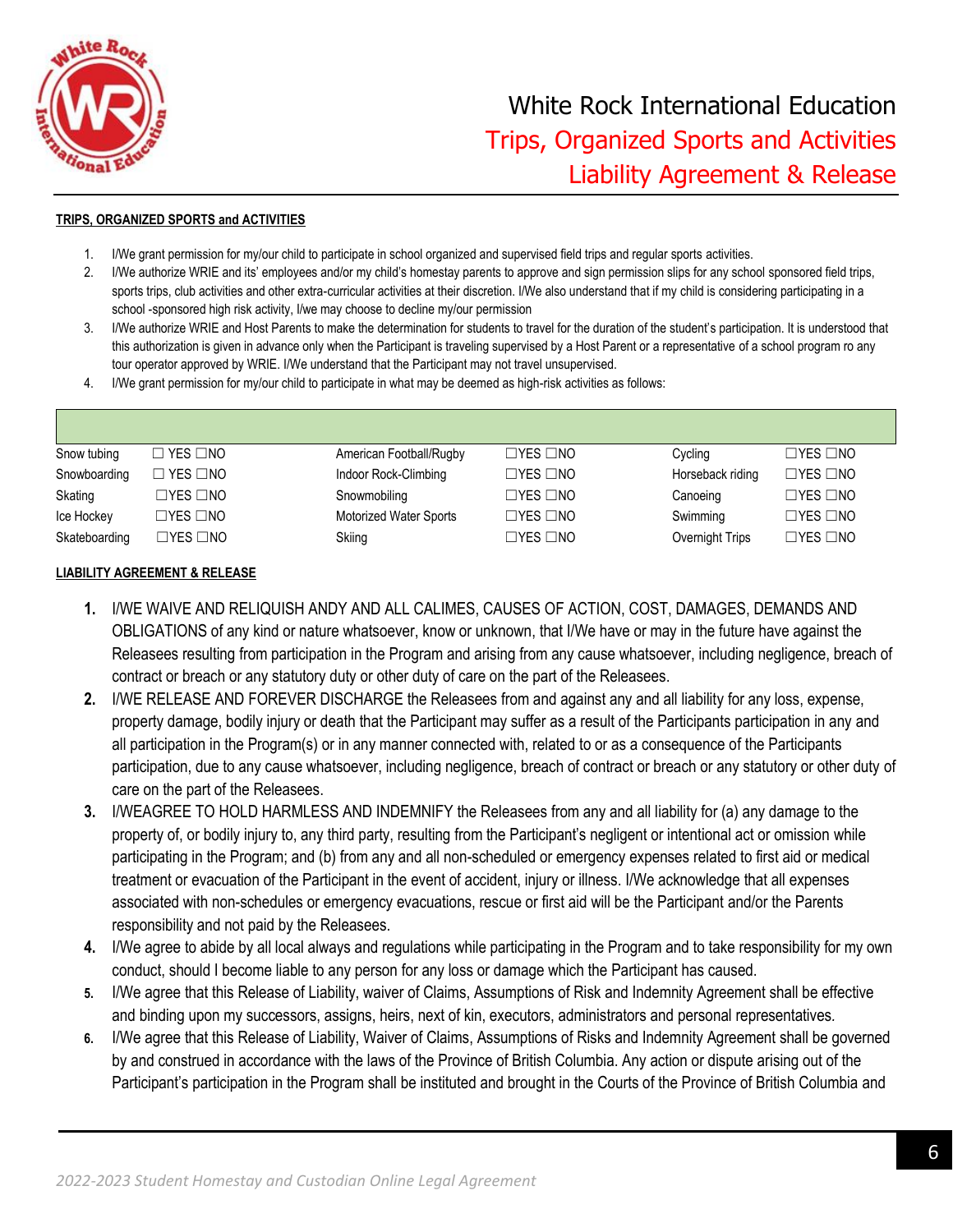# White Rock International Education
## Trips, Organized Sports and Activities
## Liability Agreement & Release

**TRIPS, ORGANIZED SPORTS and ACTIVITIES**

1. I/We grant permission for my/our child to participate in school organized and supervised field trips and regular sports activities.
2. I/We authorize WRIE and its' employees and/or my child's homestay parents to approve and sign permission slips for any school sponsored field trips, sports trips, club activities and other extra-curricular activities at their discretion. I/We also understand that if my child is considering participating in a school -sponsored high risk activity, I/we may choose to decline my/our permission
3. I/We authorize WRIE and Host Parents to make the determination for students to travel for the duration of the student's participation. It is understood that this authorization is given in advance only when the Participant is traveling supervised by a Host Parent or a representative of a school program ro any tour operator approved by WRIE. I/We understand that the Participant may not travel unsupervised.
4. I/We grant permission for my/our child to participate in what may be deemed as high-risk activities as follows:

| | | | | | |
|---|---|---|---|---|---|
| Snow tubing | ☐ YES ☐NO | American Football/Rugby | ☐YES ☐NO | Cycling | ☐YES ☐NO |
| Snowboarding | ☐ YES ☐NO | Indoor Rock-Climbing | ☐YES ☐NO | Horseback riding | ☐YES ☐NO |
| Skating | ☐YES ☐NO | Snowmobiling | ☐YES ☐NO | Canoeing | ☐YES ☐NO |
| Ice Hockey | ☐YES ☐NO | Motorized Water Sports | ☐YES ☐NO | Swimming | ☐YES ☐NO |
| Skateboarding | ☐YES ☐NO | Skiing | ☐YES ☐NO | Overnight Trips | ☐YES ☐NO |

**LIABILITY AGREEMENT & RELEASE**

1. I/WE WAIVE AND RELIQUISH ANDY AND ALL CALIMES, CAUSES OF ACTION, COST, DAMAGES, DEMANDS AND OBLIGATIONS of any kind or nature whatsoever, know or unknown, that I/We have or may in the future have against the Releasees resulting from participation in the Program and arising from any cause whatsoever, including negligence, breach of contract or breach or any statutory duty or other duty of care on the part of the Releasees.
2. I/WE RELEASE AND FOREVER DISCHARGE the Releasees from and against any and all liability for any loss, expense, property damage, bodily injury or death that the Participant may suffer as a result of the Participants participation in any and all participation in the Program(s) or in any manner connected with, related to or as a consequence of the Participants participation, due to any cause whatsoever, including negligence, breach of contract or breach or any statutory or other duty of care on the part of the Releasees.
3. I/WEAGREE TO HOLD HARMLESS AND INDEMNIFY the Releasees from any and all liability for (a) any damage to the property of, or bodily injury to, any third party, resulting from the Participant's negligent or intentional act or omission while participating in the Program; and (b) from any and all non-scheduled or emergency expenses related to first aid or medical treatment or evacuation of the Participant in the event of accident, injury or illness. I/We acknowledge that all expenses associated with non-schedules or emergency evacuations, rescue or first aid will be the Participant and/or the Parents responsibility and not paid by the Releasees.
4. I/We agree to abide by all local always and regulations while participating in the Program and to take responsibility for my own conduct, should I become liable to any person for any loss or damage which the Participant has caused.
5. I/We agree that this Release of Liability, waiver of Claims, Assumptions of Risk and Indemnity Agreement shall be effective and binding upon my successors, assigns, heirs, next of kin, executors, administrators and personal representatives.
6. I/We agree that this Release of Liability, Waiver of Claims, Assumptions of Risks and Indemnity Agreement shall be governed by and construed in accordance with the laws of the Province of British Columbia. Any action or dispute arising out of the Participant's participation in the Program shall be instituted and brought in the Courts of the Province of British Columbia and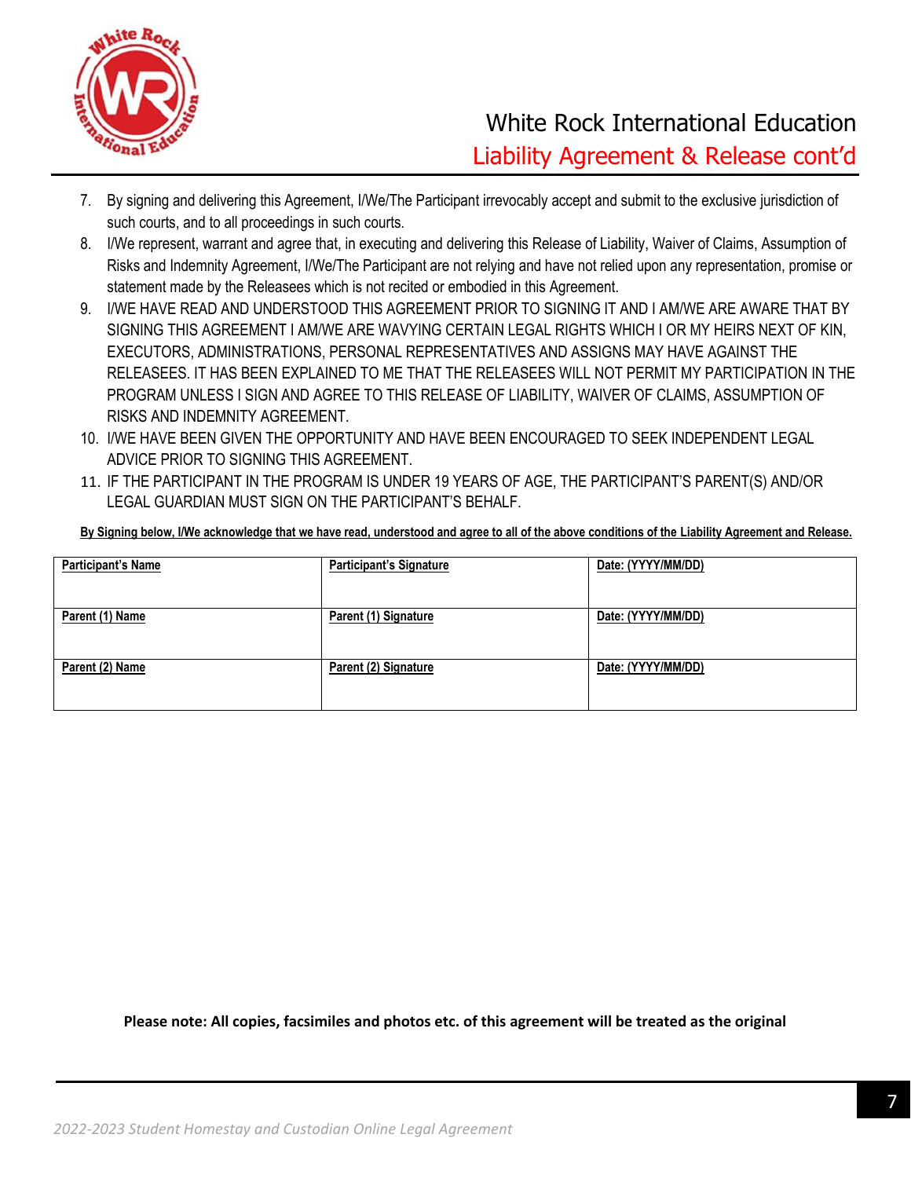# White Rock International Education

## Liability Agreement & Release cont'd

7. By signing and delivering this Agreement, I/We/The Participant irrevocably accept and submit to the exclusive jurisdiction of such courts, and to all proceedings in such courts.
8. I/We represent, warrant and agree that, in executing and delivering this Release of Liability, Waiver of Claims, Assumption of Risks and Indemnity Agreement, I/We/The Participant are not relying and have not relied upon any representation, promise or statement made by the Releasees which is not recited or embodied in this Agreement.
9. I/WE HAVE READ AND UNDERSTOOD THIS AGREEMENT PRIOR TO SIGNING IT AND I AM/WE ARE AWARE THAT BY SIGNING THIS AGREEMENT I AM/WE ARE WAVYING CERTAIN LEGAL RIGHTS WHICH I OR MY HEIRS NEXT OF KIN, EXECUTORS, ADMINISTRATIONS, PERSONAL REPRESENTATIVES AND ASSIGNS MAY HAVE AGAINST THE RELEASEES. IT HAS BEEN EXPLAINED TO ME THAT THE RELEASEES WILL NOT PERMIT MY PARTICIPATION IN THE PROGRAM UNLESS I SIGN AND AGREE TO THIS RELEASE OF LIABILITY, WAIVER OF CLAIMS, ASSUMPTION OF RISKS AND INDEMNITY AGREEMENT.
10. I/WE HAVE BEEN GIVEN THE OPPORTUNITY AND HAVE BEEN ENCOURAGED TO SEEK INDEPENDENT LEGAL ADVICE PRIOR TO SIGNING THIS AGREEMENT.
11. IF THE PARTICIPANT IN THE PROGRAM IS UNDER 19 YEARS OF AGE, THE PARTICIPANT'S PARENT(S) AND/OR LEGAL GUARDIAN MUST SIGN ON THE PARTICIPANT'S BEHALF.

**By Signing below, I/We acknowledge that we have read, understood and agree to all of the above conditions of the Liability Agreement and Release.**

| | | |
|---|---|---|
| **Participant's Name** | **Participant's Signature** | **Date: (YYYY/MM/DD)** |
| **Parent (1) Name** | **Parent (1) Signature** | **Date: (YYYY/MM/DD)** |
| **Parent (2) Name** | **Parent (2) Signature** | **Date: (YYYY/MM/DD)** |

**Please note: All copies, facsimiles and photos etc. of this agreement will be treated as the original**